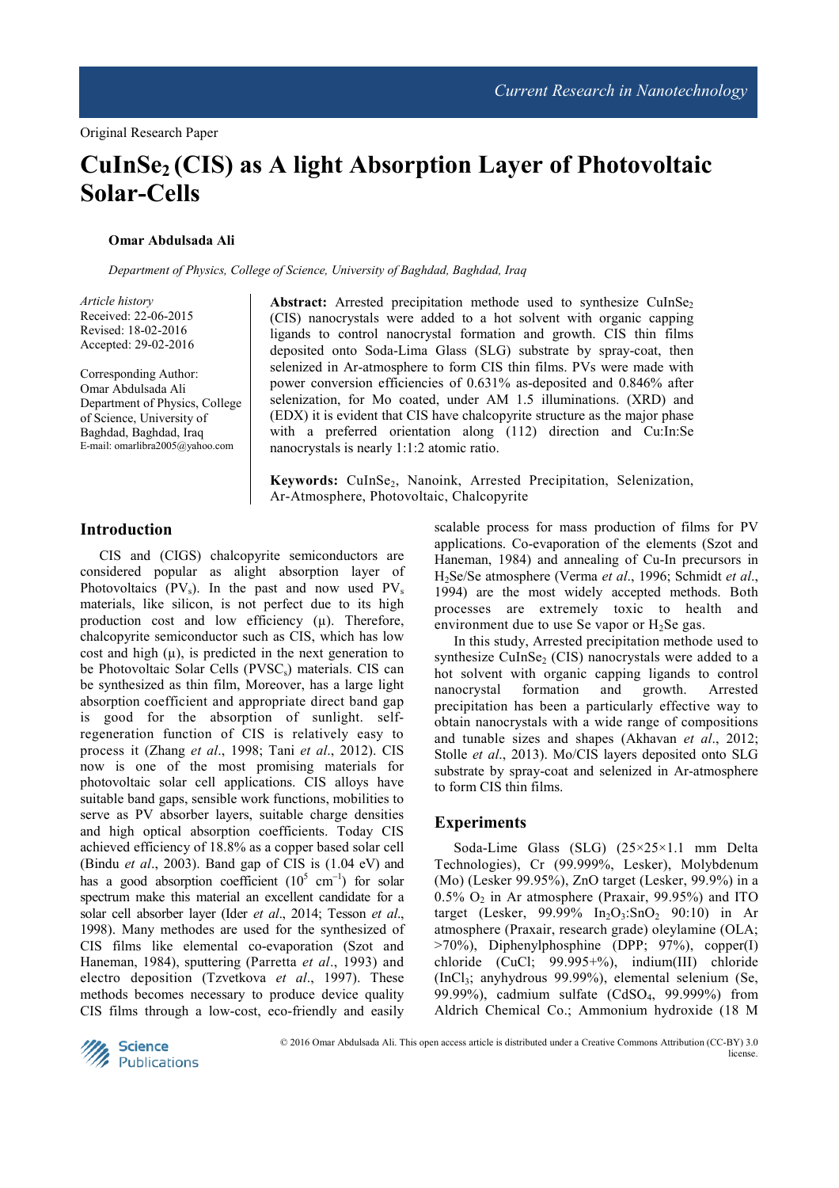Original Research Paper

# $CuInSe_2$ (CIS) as A light Absorption Layer of Photovoltaic Solar-Cells

**Omar Abdulsada Ali**

*Department of Physics, College of Science, University of Baghdad, Baghdad, Iraq*

*Article history*
Received: 22-06-2015
Revised: 18-02-2016
Accepted: 29-02-2016

Corresponding Author:
Omar Abdulsada Ali
Department of Physics, College of Science, University of Baghdad, Baghdad, Iraq
E-mail: omarlibra2005@yahoo.com

**Abstract:** Arrested precipitation methode used to synthesize $CuInSe_2$ (CIS) nanocrystals were added to a hot solvent with organic capping ligands to control nanocrystal formation and growth. CIS thin films deposited onto Soda-Lima Glass (SLG) substrate by spray-coat, then selenized in Ar-atmosphere to form CIS thin films. PVs were made with power conversion efficiencies of 0.631% as-deposited and 0.846% after selenization, for Mo coated, under AM 1.5 illuminations. (XRD) and (EDX) it is evident that CIS have chalcopyrite structure as the major phase with a preferred orientation along (112) direction and Cu:In:Se nanocrystals is nearly 1:1:2 atomic ratio.

**Keywords:** $CuInSe_2$, Nanoink, Arrested Precipitation, Selenization, Ar-Atmosphere, Photovoltaic, Chalcopyrite

## Introduction

CIS and (CIGS) chalcopyrite semiconductors are considered popular as alight absorption layer of Photovoltaics ($PV_s$). In the past and now used $PV_s$ materials, like silicon, is not perfect due to its high production cost and low efficiency (μ). Therefore, chalcopyrite semiconductor such as CIS, which has low cost and high (μ), is predicted in the next generation to be Photovoltaic Solar Cells ($PVSC_s$) materials. CIS can be synthesized as thin film, Moreover, has a large light absorption coefficient and appropriate direct band gap is good for the absorption of sunlight. self-regeneration function of CIS is relatively easy to process it (Zhang *et al*., 1998; Tani *et al*., 2012). CIS now is one of the most promising materials for photovoltaic solar cell applications. CIS alloys have suitable band gaps, sensible work functions, mobilities to serve as PV absorber layers, suitable charge densities and high optical absorption coefficients. Today CIS achieved efficiency of 18.8% as a copper based solar cell (Bindu *et al*., 2003). Band gap of CIS is (1.04 eV) and has a good absorption coefficient ($10^5$ $cm^{-1}$) for solar spectrum make this material an excellent candidate for a solar cell absorber layer (Ider *et al*., 2014; Tesson *et al*., 1998). Many methodes are used for the synthesized of CIS films like elemental co-evaporation (Szot and Haneman, 1984), sputtering (Parretta *et al*., 1993) and electro deposition (Tzvetkova *et al*., 1997). These methods becomes necessary to produce device quality CIS films through a low-cost, eco-friendly and easily scalable process for mass production of films for PV applications. Co-evaporation of the elements (Szot and Haneman, 1984) and annealing of Cu-In precursors in $H_2Se$/Se atmosphere (Verma *et al*., 1996; Schmidt *et al*., 1994) are the most widely accepted methods. Both processes are extremely toxic to health and environment due to use Se vapor or $H_2Se$ gas.

In this study, Arrested precipitation methode used to synthesize $CuInSe_2$ (CIS) nanocrystals were added to a hot solvent with organic capping ligands to control nanocrystal formation and growth. Arrested precipitation has been a particularly effective way to obtain nanocrystals with a wide range of compositions and tunable sizes and shapes (Akhavan *et al*., 2012; Stolle *et al*., 2013). Mo/CIS layers deposited onto SLG substrate by spray-coat and selenized in Ar-atmosphere to form CIS thin films.

## Experiments

Soda-Lime Glass (SLG) (25×25×1.1 mm Delta Technologies), Cr (99.999%, Lesker), Molybdenum (Mo) (Lesker 99.95%), ZnO target (Lesker, 99.9%) in a 0.5% $O_2$ in Ar atmosphere (Praxair, 99.95%) and ITO target (Lesker, 99.99% $In_2O_3$:$SnO_2$ 90:10) in Ar atmosphere (Praxair, research grade) oleylamine (OLA; >70%), Diphenylphosphine (DPP; 97%), copper(I) chloride (CuCl; 99.995+%), indium(III) chloride ($InCl_3$; anyhydrous 99.99%), elemental selenium (Se, 99.99%), cadmium sulfate ($CdSO_4$, 99.999%) from Aldrich Chemical Co.; Ammonium hydroxide (18 M

© 2016 Omar Abdulsada Ali. This open access article is distributed under a Creative Commons Attribution (CC-BY) 3.0 license.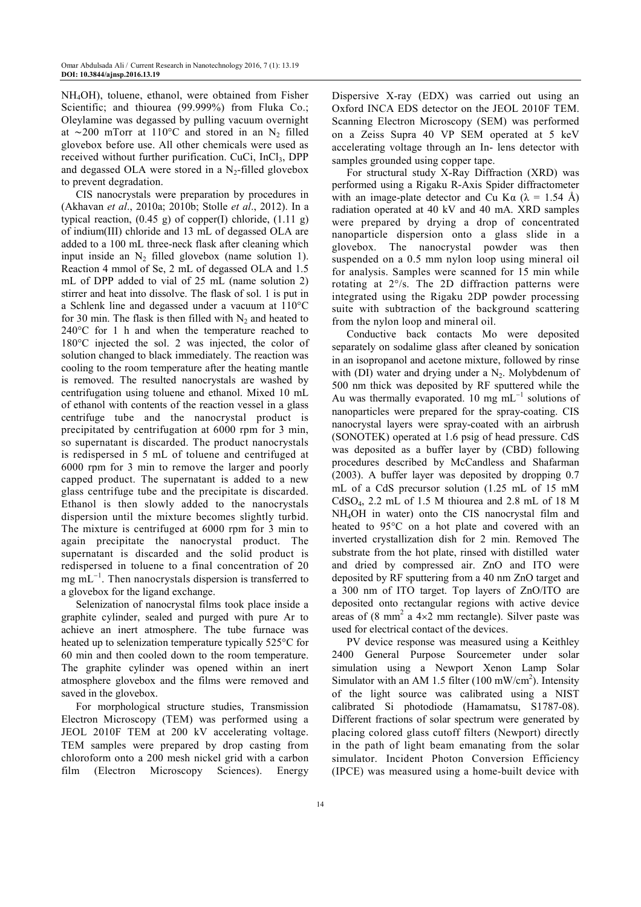$NH_4OH$), toluene, ethanol, were obtained from Fisher Scientific; and thiourea (99.999%) from Fluka Co.; Oleylamine was degassed by pulling vacuum overnight at ∼200 mTorr at 110°C and stored in an $N_2$ filled glovebox before use. All other chemicals were used as received without further purification. CuCi, $InCl_3$, DPP and degassed OLA were stored in a $N_2$-filled glovebox to prevent degradation.

CIS nanocrystals were preparation by procedures in (Akhavan *et al*., 2010a; 2010b; Stolle *et al*., 2012). In a typical reaction, (0.45 g) of copper(I) chloride, (1.11 g) of indium(III) chloride and 13 mL of degassed OLA are added to a 100 mL three-neck flask after cleaning which input inside an $N_2$ filled glovebox (name solution 1). Reaction 4 mmol of Se, 2 mL of degassed OLA and 1.5 mL of DPP added to vial of 25 mL (name solution 2) stirrer and heat into dissolve. The flask of sol. 1 is put in a Schlenk line and degassed under a vacuum at 110°C for 30 min. The flask is then filled with $N_2$ and heated to 240°C for 1 h and when the temperature reached to 180°C injected the sol. 2 was injected, the color of solution changed to black immediately. The reaction was cooling to the room temperature after the heating mantle is removed. The resulted nanocrystals are washed by centrifugation using toluene and ethanol. Mixed 10 mL of ethanol with contents of the reaction vessel in a glass centrifuge tube and the nanocrystal product is precipitated by centrifugation at 6000 rpm for 3 min, so supernatant is discarded. The product nanocrystals is redispersed in 5 mL of toluene and centrifuged at 6000 rpm for 3 min to remove the larger and poorly capped product. The supernatant is added to a new glass centrifuge tube and the precipitate is discarded. Ethanol is then slowly added to the nanocrystals dispersion until the mixture becomes slightly turbid. The mixture is centrifuged at 6000 rpm for 3 min to again precipitate the nanocrystal product. The supernatant is discarded and the solid product is redispersed in toluene to a final concentration of 20 mg $mL^{-1}$. Then nanocrystals dispersion is transferred to a glovebox for the ligand exchange.

Selenization of nanocrystal films took place inside a graphite cylinder, sealed and purged with pure Ar to achieve an inert atmosphere. The tube furnace was heated up to selenization temperature typically 525°C for 60 min and then cooled down to the room temperature. The graphite cylinder was opened within an inert atmosphere glovebox and the films were removed and saved in the glovebox.

For morphological structure studies, Transmission Electron Microscopy (TEM) was performed using a JEOL 2010F TEM at 200 kV accelerating voltage. TEM samples were prepared by drop casting from chloroform onto a 200 mesh nickel grid with a carbon film (Electron Microscopy Sciences). Energy Dispersive X-ray (EDX) was carried out using an Oxford INCA EDS detector on the JEOL 2010F TEM. Scanning Electron Microscopy (SEM) was performed on a Zeiss Supra 40 VP SEM operated at 5 keV accelerating voltage through an In- lens detector with samples grounded using copper tape.

For structural study X-Ray Diffraction (XRD) was performed using a Rigaku R-Axis Spider diffractometer with an image-plate detector and Cu Kα (λ = 1.54 Å) radiation operated at 40 kV and 40 mA. XRD samples were prepared by drying a drop of concentrated nanoparticle dispersion onto a glass slide in a glovebox. The nanocrystal powder was then suspended on a 0.5 mm nylon loop using mineral oil for analysis. Samples were scanned for 15 min while rotating at 2°/s. The 2D diffraction patterns were integrated using the Rigaku 2DP powder processing suite with subtraction of the background scattering from the nylon loop and mineral oil.

Conductive back contacts Mo were deposited separately on sodalime glass after cleaned by sonication in an isopropanol and acetone mixture, followed by rinse with (DI) water and drying under a $N_2$. Molybdenum of 500 nm thick was deposited by RF sputtered while the Au was thermally evaporated. 10 mg $mL^{-1}$ solutions of nanoparticles were prepared for the spray-coating. CIS nanocrystal layers were spray-coated with an airbrush (SONOTEK) operated at 1.6 psig of head pressure. CdS was deposited as a buffer layer by (CBD) following procedures described by McCandless and Shafarman (2003). A buffer layer was deposited by dropping 0.7 mL of a CdS precursor solution (1.25 mL of 15 mM $CdSO_4$, 2.2 mL of 1.5 M thiourea and 2.8 mL of 18 M $NH_4OH$ in water) onto the CIS nanocrystal film and heated to 95°C on a hot plate and covered with an inverted crystallization dish for 2 min. Removed The substrate from the hot plate, rinsed with distilled water and dried by compressed air. ZnO and ITO were deposited by RF sputtering from a 40 nm ZnO target and a 300 nm of ITO target. Top layers of ZnO/ITO are deposited onto rectangular regions with active device areas of (8 $mm^2$ a 4×2 mm rectangle). Silver paste was used for electrical contact of the devices.

PV device response was measured using a Keithley 2400 General Purpose Sourcemeter under solar simulation using a Newport Xenon Lamp Solar Simulator with an AM 1.5 filter (100 $mW/cm^2$). Intensity of the light source was calibrated using a NIST calibrated Si photodiode (Hamamatsu, S1787-08). Different fractions of solar spectrum were generated by placing colored glass cutoff filters (Newport) directly in the path of light beam emanating from the solar simulator. Incident Photon Conversion Efficiency (IPCE) was measured using a home-built device with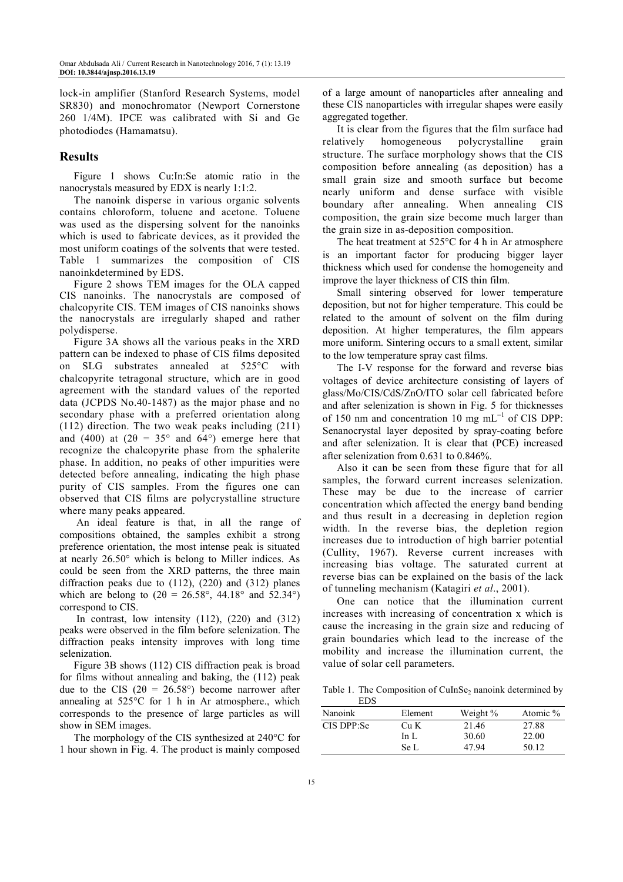lock-in amplifier (Stanford Research Systems, model SR830) and monochromator (Newport Cornerstone 260 1/4M). IPCE was calibrated with Si and Ge photodiodes (Hamamatsu).

## Results

Figure 1 shows Cu:In:Se atomic ratio in the nanocrystals measured by EDX is nearly 1:1:2.

The nanoink disperse in various organic solvents contains chloroform, toluene and acetone. Toluene was used as the dispersing solvent for the nanoinks which is used to fabricate devices, as it provided the most uniform coatings of the solvents that were tested. Table 1 summarizes the composition of CIS nanoinkdetermined by EDS.

Figure 2 shows TEM images for the OLA capped CIS nanoinks. The nanocrystals are composed of chalcopyrite CIS. TEM images of CIS nanoinks shows the nanocrystals are irregularly shaped and rather polydisperse.

Figure 3A shows all the various peaks in the XRD pattern can be indexed to phase of CIS films deposited on SLG substrates annealed at 525°C with chalcopyrite tetragonal structure, which are in good agreement with the standard values of the reported data (JCPDS No.40-1487) as the major phase and no secondary phase with a preferred orientation along (112) direction. The two weak peaks including (211) and (400) at ($2\theta = 35°$ and $64°$) emerge here that recognize the chalcopyrite phase from the sphalerite phase. In addition, no peaks of other impurities were detected before annealing, indicating the high phase purity of CIS samples. From the figures one can observed that CIS films are polycrystalline structure where many peaks appeared.

An ideal feature is that, in all the range of compositions obtained, the samples exhibit a strong preference orientation, the most intense peak is situated at nearly 26.50° which is belong to Miller indices. As could be seen from the XRD patterns, the three main diffraction peaks due to (112), (220) and (312) planes which are belong to ($2\theta = 26.58°$, $44.18°$ and $52.34°$) correspond to CIS.

In contrast, low intensity (112), (220) and (312) peaks were observed in the film before selenization. The diffraction peaks intensity improves with long time selenization.

Figure 3B shows (112) CIS diffraction peak is broad for films without annealing and baking, the (112) peak due to the CIS ($2\theta = 26.58°$) become narrower after annealing at 525°C for 1 h in Ar atmosphere., which corresponds to the presence of large particles as will show in SEM images.

The morphology of the CIS synthesized at 240°C for 1 hour shown in Fig. 4. The product is mainly composed of a large amount of nanoparticles after annealing and these CIS nanoparticles with irregular shapes were easily aggregated together.

It is clear from the figures that the film surface had relatively homogeneous polycrystalline grain structure. The surface morphology shows that the CIS composition before annealing (as deposition) has a small grain size and smooth surface but become nearly uniform and dense surface with visible boundary after annealing. When annealing CIS composition, the grain size become much larger than the grain size in as-deposition composition.

The heat treatment at 525°C for 4 h in Ar atmosphere is an important factor for producing bigger layer thickness which used for condense the homogeneity and improve the layer thickness of CIS thin film.

Small sintering observed for lower temperature deposition, but not for higher temperature. This could be related to the amount of solvent on the film during deposition. At higher temperatures, the film appears more uniform. Sintering occurs to a small extent, similar to the low temperature spray cast films.

The I-V response for the forward and reverse bias voltages of device architecture consisting of layers of glass/Mo/CIS/CdS/ZnO/ITO solar cell fabricated before and after selenization is shown in Fig. 5 for thicknesses of 150 nm and concentration 10 mg $mL^{-1}$ of CIS DPP: Senanocrystal layer deposited by spray-coating before and after selenization. It is clear that (PCE) increased after selenization from 0.631 to 0.846%.

Also it can be seen from these figure that for all samples, the forward current increases selenization. These may be due to the increase of carrier concentration which affected the energy band bending and thus result in a decreasing in depletion region width. In the reverse bias, the depletion region increases due to introduction of high barrier potential (Cullity, 1967). Reverse current increases with increasing bias voltage. The saturated current at reverse bias can be explained on the basis of the lack of tunneling mechanism (Katagiri *et al*., 2001).

One can notice that the illumination current increases with increasing of concentration x which is cause the increasing in the grain size and reducing of grain boundaries which lead to the increase of the mobility and increase the illumination current, the value of solar cell parameters.

Table 1. The Composition of $CuInSe_2$ nanoink determined by EDS

| Nanoink | Element | Weight % | Atomic % |
|---|---|---|---|
| CIS DPP:Se | Cu K | 21.46 | 27.88 |
| | In L | 30.60 | 22.00 |
| | Se L | 47.94 | 50.12 |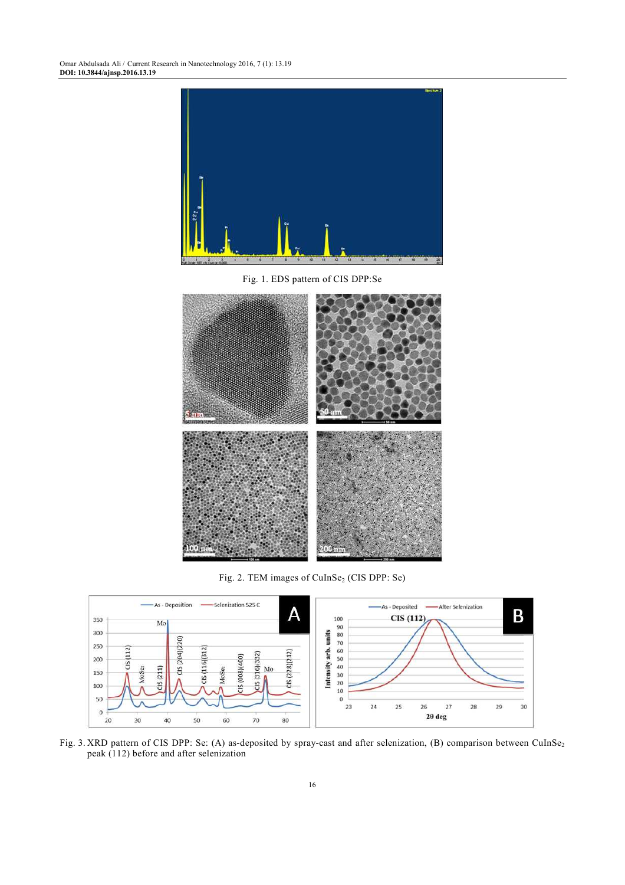Fig. 1. EDS pattern of CIS DPP:Se

Fig. 2. TEM images of $CuInSe_2$ (CIS DPP: Se)

Fig. 3. XRD pattern of CIS DPP: Se: (A) as-deposited by spray-cast and after selenization, (B) comparison between $CuInSe_2$ peak (112) before and after selenization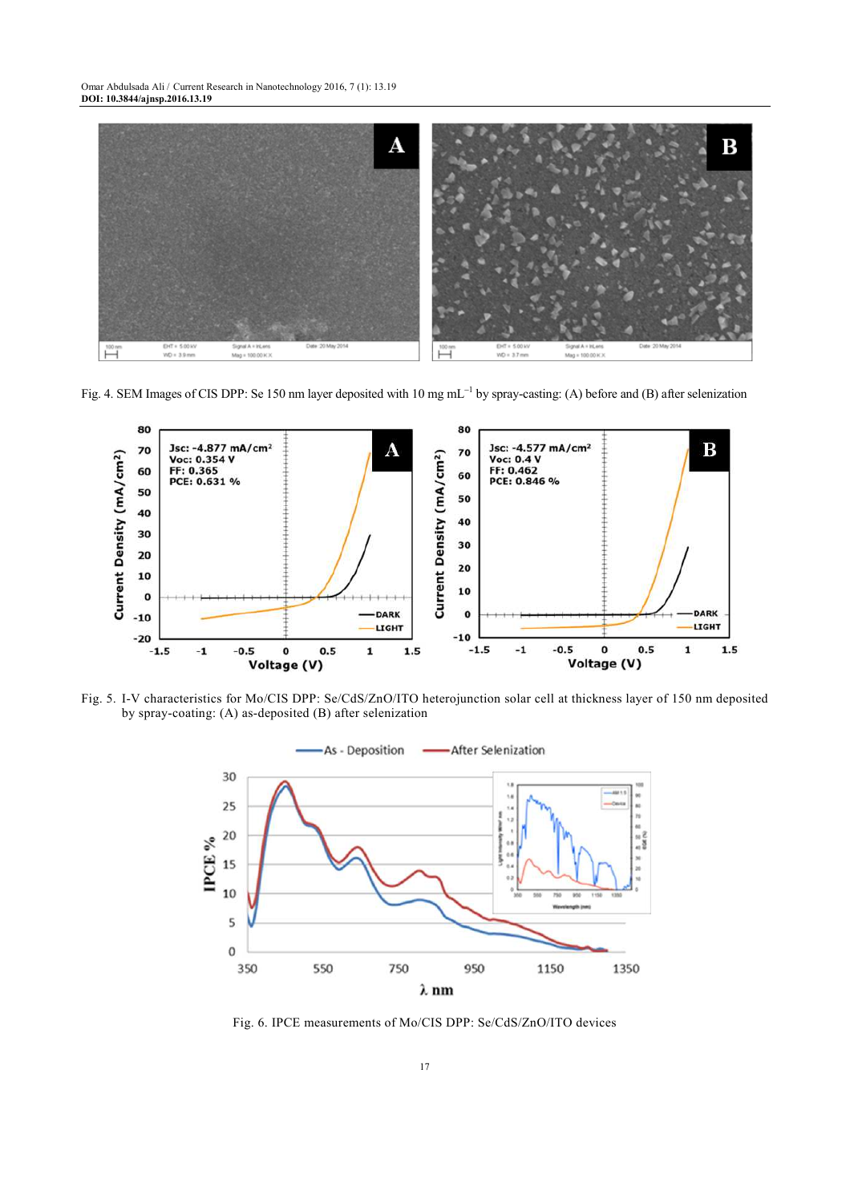Fig. 4. SEM Images of CIS DPP: Se 150 nm layer deposited with 10 mg $mL^{-1}$ by spray-casting: (A) before and (B) after selenization

Fig. 5. I-V characteristics for Mo/CIS DPP: Se/CdS/ZnO/ITO heterojunction solar cell at thickness layer of 150 nm deposited by spray-coating: (A) as-deposited (B) after selenization

Fig. 6. IPCE measurements of Mo/CIS DPP: Se/CdS/ZnO/ITO devices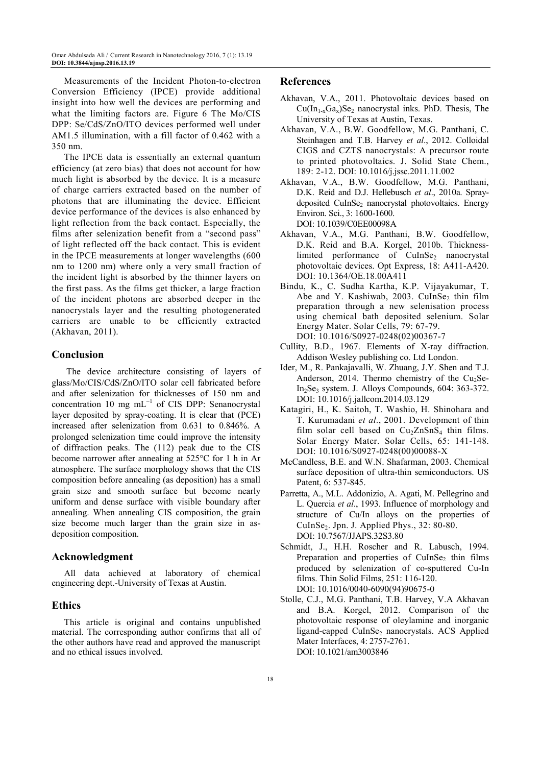Measurements of the Incident Photon-to-electron Conversion Efficiency (IPCE) provide additional insight into how well the devices are performing and what the limiting factors are. Figure 6 The Mo/CIS DPP: Se/CdS/ZnO/ITO devices performed well under AM1.5 illumination, with a fill factor of 0.462 with a 350 nm.

The IPCE data is essentially an external quantum efficiency (at zero bias) that does not account for how much light is absorbed by the device. It is a measure of charge carriers extracted based on the number of photons that are illuminating the device. Efficient device performance of the devices is also enhanced by light reflection from the back contact. Especially, the films after selenization benefit from a "second pass" of light reflected off the back contact. This is evident in the IPCE measurements at longer wavelengths (600 nm to 1200 nm) where only a very small fraction of the incident light is absorbed by the thinner layers on the first pass. As the films get thicker, a large fraction of the incident photons are absorbed deeper in the nanocrystals layer and the resulting photogenerated carriers are unable to be efficiently extracted (Akhavan, 2011).

## Conclusion

The device architecture consisting of layers of glass/Mo/CIS/CdS/ZnO/ITO solar cell fabricated before and after selenization for thicknesses of 150 nm and concentration 10 mg $mL^{-1}$ of CIS DPP: Senanocrystal layer deposited by spray-coating. It is clear that (PCE) increased after selenization from 0.631 to 0.846%. A prolonged selenization time could improve the intensity of diffraction peaks. The (112) peak due to the CIS become narrower after annealing at 525°C for 1 h in Ar atmosphere. The surface morphology shows that the CIS composition before annealing (as deposition) has a small grain size and smooth surface but become nearly uniform and dense surface with visible boundary after annealing. When annealing CIS composition, the grain size become much larger than the grain size in as-deposition composition.

## Acknowledgment

All data achieved at laboratory of chemical engineering dept.-University of Texas at Austin.

## Ethics

This article is original and contains unpublished material. The corresponding author confirms that all of the other authors have read and approved the manuscript and no ethical issues involved.

## References

Akhavan, V.A., 2011. Photovoltaic devices based on $Cu(In_{1-x}Ga_x)Se_2$ nanocrystal inks. PhD. Thesis, The University of Texas at Austin, Texas.

Akhavan, V.A., B.W. Goodfellow, M.G. Panthani, C. Steinhagen and T.B. Harvey *et al*., 2012. Colloidal CIGS and CZTS nanocrystals: A precursor route to printed photovoltaics. J. Solid State Chem., 189: 2-12. DOI: 10.1016/j.jssc.2011.11.002

Akhavan, V.A., B.W. Goodfellow, M.G. Panthani, D.K. Reid and D.J. Hellebusch *et al*., 2010a. Spray-deposited $CuInSe_2$ nanocrystal photovoltaics. Energy Environ. Sci., 3: 1600-1600. DOI: 10.1039/C0EE00098A

Akhavan, V.A., M.G. Panthani, B.W. Goodfellow, D.K. Reid and B.A. Korgel, 2010b. Thickness-limited performance of $CuInSe_2$ nanocrystal photovoltaic devices. Opt Express, 18: A411-A420. DOI: 10.1364/OE.18.00A411

Bindu, K., C. Sudha Kartha, K.P. Vijayakumar, T. Abe and Y. Kashiwab, 2003. $CuInSe_2$ thin film preparation through a new selenisation process using chemical bath deposited selenium. Solar Energy Mater. Solar Cells, 79: 67-79. DOI: 10.1016/S0927-0248(02)00367-7

Cullity, B.D., 1967. Elements of X-ray diffraction. Addison Wesley publishing co. Ltd London.

Ider, M., R. Pankajavalli, W. Zhuang, J.Y. Shen and T.J. Anderson, 2014. Thermo chemistry of the $Cu_2Se$-$In_2Se_3$ system. J. Alloys Compounds, 604: 363-372. DOI: 10.1016/j.jallcom.2014.03.129

Katagiri, H., K. Saitoh, T. Washio, H. Shinohara and T. Kurumadani *et al*., 2001. Development of thin film solar cell based on $Cu_2ZnSnS_4$ thin films. Solar Energy Mater. Solar Cells, 65: 141-148. DOI: 10.1016/S0927-0248(00)00088-X

McCandless, B.E. and W.N. Shafarman, 2003. Chemical surface deposition of ultra-thin semiconductors. US Patent, 6: 537-845.

Parretta, A., M.L. Addonizio, A. Agati, M. Pellegrino and L. Quercia *et al*., 1993. Influence of morphology and structure of Cu/In alloys on the properties of $CuInSe_2$. Jpn. J. Applied Phys., 32: 80-80. DOI: 10.7567/JJAPS.32S3.80

Schmidt, J., H.H. Roscher and R. Labusch, 1994. Preparation and properties of $CuInSe_2$ thin films produced by selenization of co-sputtered Cu-In films. Thin Solid Films, 251: 116-120. DOI: 10.1016/0040-6090(94)90675-0

Stolle, C.J., M.G. Panthani, T.B. Harvey, V.A Akhavan and B.A. Korgel, 2012. Comparison of the photovoltaic response of oleylamine and inorganic ligand-capped $CuInSe_2$ nanocrystals. ACS Applied Mater Interfaces, 4: 2757-2761. DOI: 10.1021/am3003846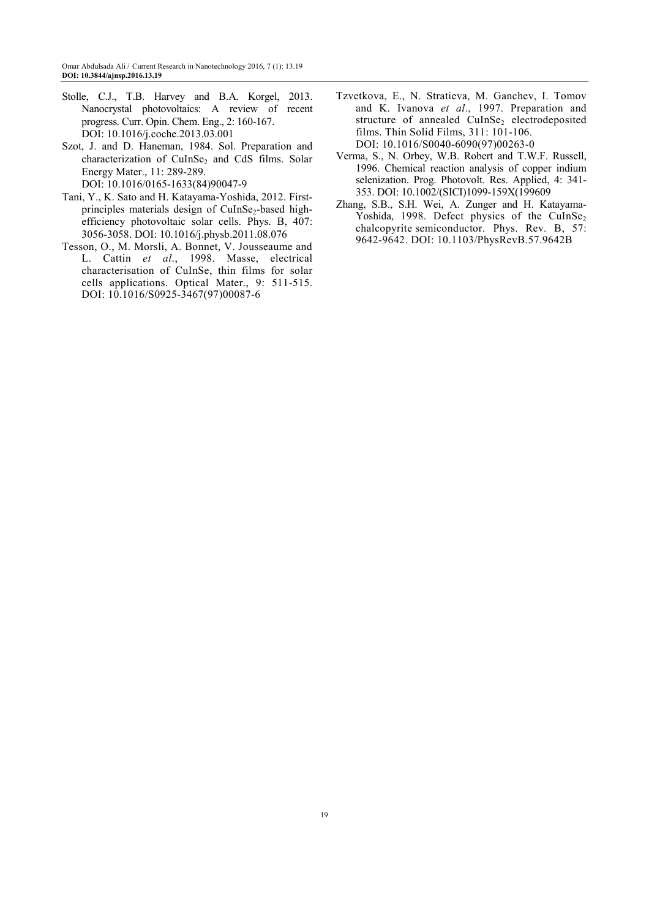Stolle, C.J., T.B. Harvey and B.A. Korgel, 2013. Nanocrystal photovoltaics: A review of recent progress. Curr. Opin. Chem. Eng., 2: 160-167. DOI: 10.1016/j.coche.2013.03.001

Szot, J. and D. Haneman, 1984. Sol. Preparation and characterization of $CuInSe_2$ and CdS films. Solar Energy Mater., 11: 289-289. DOI: 10.1016/0165-1633(84)90047-9

Tani, Y., K. Sato and H. Katayama-Yoshida, 2012. First-principles materials design of $CuInSe_2$-based high-efficiency photovoltaic solar cells. Phys. B, 407: 3056-3058. DOI: 10.1016/j.physb.2011.08.076

Tesson, O., M. Morsli, A. Bonnet, V. Jousseaume and L. Cattin *et al*., 1998. Masse, electrical characterisation of CuInSe, thin films for solar cells applications. Optical Mater., 9: 511-515. DOI: 10.1016/S0925-3467(97)00087-6

Tzvetkova, E., N. Stratieva, M. Ganchev, I. Tomov and K. Ivanova *et al*., 1997. Preparation and structure of annealed $CuInSe_2$ electrodeposited films. Thin Solid Films, 311: 101-106. DOI: 10.1016/S0040-6090(97)00263-0

Verma, S., N. Orbey, W.B. Robert and T.W.F. Russell, 1996. Chemical reaction analysis of copper indium selenization. Prog. Photovolt. Res. Applied, 4: 341-353. DOI: 10.1002/(SICI)1099-159X(199609

Zhang, S.B., S.H. Wei, A. Zunger and H. Katayama-Yoshida, 1998. Defect physics of the $CuInSe_2$ chalcopyrite semiconductor. Phys. Rev. B, 57: 9642-9642. DOI: 10.1103/PhysRevB.57.9642B